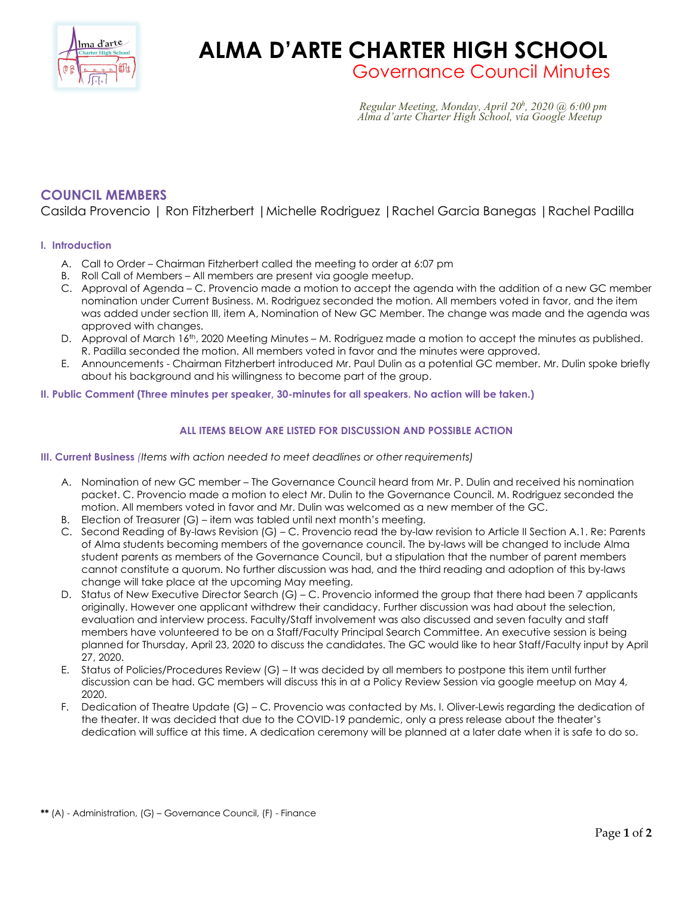# ALMA D'ARTE CHARTER HIGH SCHOOL

## Governance Council Minutes

*Regular Meeting, Monday, April 20<sup>h</sup>, 2020 @ 6:00 pm*
*Alma d'arte Charter High School, via Google Meetup*

## COUNCIL MEMBERS

Casilda Provencio | Ron Fitzherbert | Michelle Rodriguez | Rachel Garcia Banegas | Rachel Padilla

### I. Introduction

A. Call to Order – Chairman Fitzherbert called the meeting to order at 6:07 pm
B. Roll Call of Members – All members are present via google meetup.
C. Approval of Agenda – C. Provencio made a motion to accept the agenda with the addition of a new GC member nomination under Current Business. M. Rodriguez seconded the motion. All members voted in favor, and the item was added under section III, item A, Nomination of New GC Member. The change was made and the agenda was approved with changes.
D. Approval of March 16th, 2020 Meeting Minutes – M. Rodriguez made a motion to accept the minutes as published. R. Padilla seconded the motion. All members voted in favor and the minutes were approved.
E. Announcements - Chairman Fitzherbert introduced Mr. Paul Dulin as a potential GC member. Mr. Dulin spoke briefly about his background and his willingness to become part of the group.

### II. Public Comment (Three minutes per speaker, 30-minutes for all speakers. No action will be taken.)

**ALL ITEMS BELOW ARE LISTED FOR DISCUSSION AND POSSIBLE ACTION**

### III. Current Business *(Items with action needed to meet deadlines or other requirements)*

A. Nomination of new GC member – The Governance Council heard from Mr. P. Dulin and received his nomination packet. C. Provencio made a motion to elect Mr. Dulin to the Governance Council. M. Rodriguez seconded the motion. All members voted in favor and Mr. Dulin was welcomed as a new member of the GC.
B. Election of Treasurer (G) – item was tabled until next month's meeting.
C. Second Reading of By-laws Revision (G) – C. Provencio read the by-law revision to Article II Section A.1. Re: Parents of Alma students becoming members of the governance council. The by-laws will be changed to include Alma student parents as members of the Governance Council, but a stipulation that the number of parent members cannot constitute a quorum. No further discussion was had, and the third reading and adoption of this by-laws change will take place at the upcoming May meeting.
D. Status of New Executive Director Search (G) – C. Provencio informed the group that there had been 7 applicants originally. However one applicant withdrew their candidacy. Further discussion was had about the selection, evaluation and interview process. Faculty/Staff involvement was also discussed and seven faculty and staff members have volunteered to be on a Staff/Faculty Principal Search Committee. An executive session is being planned for Thursday, April 23, 2020 to discuss the candidates. The GC would like to hear Staff/Faculty input by April 27, 2020.
E. Status of Policies/Procedures Review (G) – It was decided by all members to postpone this item until further discussion can be had. GC members will discuss this in at a Policy Review Session via google meetup on May 4, 2020.
F. Dedication of Theatre Update (G) – C. Provencio was contacted by Ms. I. Oliver-Lewis regarding the dedication of the theater. It was decided that due to the COVID-19 pandemic, only a press release about the theater's dedication will suffice at this time. A dedication ceremony will be planned at a later date when it is safe to do so.

**** (A) - Administration, (G) – Governance Council, (F) - Finance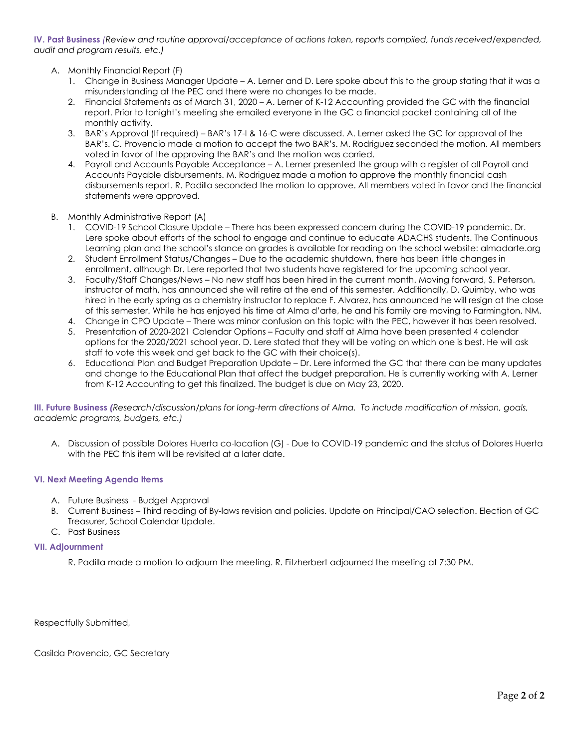**IV. Past Business** *(Review and routine approval/acceptance of actions taken, reports compiled, funds received/expended, audit and program results, etc.)*

A. Monthly Financial Report (F)
   1. Change in Business Manager Update – A. Lerner and D. Lere spoke about this to the group stating that it was a misunderstanding at the PEC and there were no changes to be made.
   2. Financial Statements as of March 31, 2020 – A. Lerner of K-12 Accounting provided the GC with the financial report. Prior to tonight's meeting she emailed everyone in the GC a financial packet containing all of the monthly activity.
   3. BAR's Approval (If required) – BAR's 17-I & 16-C were discussed. A. Lerner asked the GC for approval of the BAR's. C. Provencio made a motion to accept the two BAR's. M. Rodriguez seconded the motion. All members voted in favor of the approving the BAR's and the motion was carried.
   4. Payroll and Accounts Payable Acceptance – A. Lerner presented the group with a register of all Payroll and Accounts Payable disbursements. M. Rodriguez made a motion to approve the monthly financial cash disbursements report. R. Padilla seconded the motion to approve. All members voted in favor and the financial statements were approved.

B. Monthly Administrative Report (A)
   1. COVID-19 School Closure Update – There has been expressed concern during the COVID-19 pandemic. Dr. Lere spoke about efforts of the school to engage and continue to educate ADACHS students. The Continuous Learning plan and the school's stance on grades is available for reading on the school website: almadarte.org
   2. Student Enrollment Status/Changes – Due to the academic shutdown, there has been little changes in enrollment, although Dr. Lere reported that two students have registered for the upcoming school year.
   3. Faculty/Staff Changes/News – No new staff has been hired in the current month. Moving forward, S. Peterson, instructor of math, has announced she will retire at the end of this semester. Additionally, D. Quimby, who was hired in the early spring as a chemistry instructor to replace F. Alvarez, has announced he will resign at the close of this semester. While he has enjoyed his time at Alma d'arte, he and his family are moving to Farmington, NM.
   4. Change in CPO Update – There was minor confusion on this topic with the PEC, however it has been resolved.
   5. Presentation of 2020-2021 Calendar Options – Faculty and staff at Alma have been presented 4 calendar options for the 2020/2021 school year. D. Lere stated that they will be voting on which one is best. He will ask staff to vote this week and get back to the GC with their choice(s).
   6. Educational Plan and Budget Preparation Update – Dr. Lere informed the GC that there can be many updates and change to the Educational Plan that affect the budget preparation. He is currently working with A. Lerner from K-12 Accounting to get this finalized. The budget is due on May 23, 2020.

**III. Future Business** *(Research/discussion/plans for long-term directions of Alma. To include modification of mission, goals, academic programs, budgets, etc.)*

A. Discussion of possible Dolores Huerta co-location (G) - Due to COVID-19 pandemic and the status of Dolores Huerta with the PEC this item will be revisited at a later date.

**VI. Next Meeting Agenda Items**

A. Future Business - Budget Approval
B. Current Business – Third reading of By-laws revision and policies. Update on Principal/CAO selection. Election of GC Treasurer, School Calendar Update.
C. Past Business

**VII. Adjournment**

R. Padilla made a motion to adjourn the meeting. R. Fitzherbert adjourned the meeting at 7:30 PM.

Respectfully Submitted,

Casilda Provencio, GC Secretary